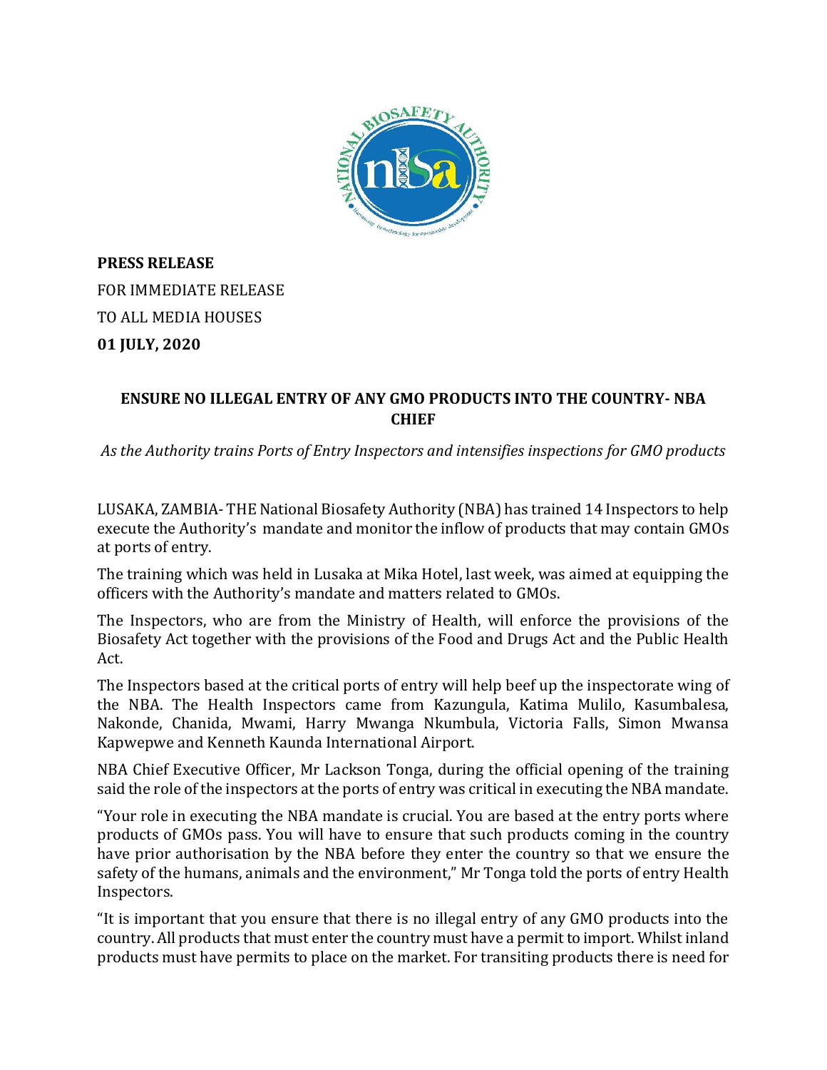**PRESS RELEASE**

FOR IMMEDIATE RELEASE

TO ALL MEDIA HOUSES

**01 JULY, 2020**

## ENSURE NO ILLEGAL ENTRY OF ANY GMO PRODUCTS INTO THE COUNTRY- NBA CHIEF

*As the Authority trains Ports of Entry Inspectors and intensifies inspections for GMO products*

LUSAKA, ZAMBIA- THE National Biosafety Authority (NBA) has trained 14 Inspectors to help execute the Authority's mandate and monitor the inflow of products that may contain GMOs at ports of entry.

The training which was held in Lusaka at Mika Hotel, last week, was aimed at equipping the officers with the Authority's mandate and matters related to GMOs.

The Inspectors, who are from the Ministry of Health, will enforce the provisions of the Biosafety Act together with the provisions of the Food and Drugs Act and the Public Health Act.

The Inspectors based at the critical ports of entry will help beef up the inspectorate wing of the NBA. The Health Inspectors came from Kazungula, Katima Mulilo, Kasumbalesa, Nakonde, Chanida, Mwami, Harry Mwanga Nkumbula, Victoria Falls, Simon Mwansa Kapwepwe and Kenneth Kaunda International Airport.

NBA Chief Executive Officer, Mr Lackson Tonga, during the official opening of the training said the role of the inspectors at the ports of entry was critical in executing the NBA mandate.

"Your role in executing the NBA mandate is crucial. You are based at the entry ports where products of GMOs pass. You will have to ensure that such products coming in the country have prior authorisation by the NBA before they enter the country so that we ensure the safety of the humans, animals and the environment," Mr Tonga told the ports of entry Health Inspectors.

"It is important that you ensure that there is no illegal entry of any GMO products into the country. All products that must enter the country must have a permit to import. Whilst inland products must have permits to place on the market. For transiting products there is need for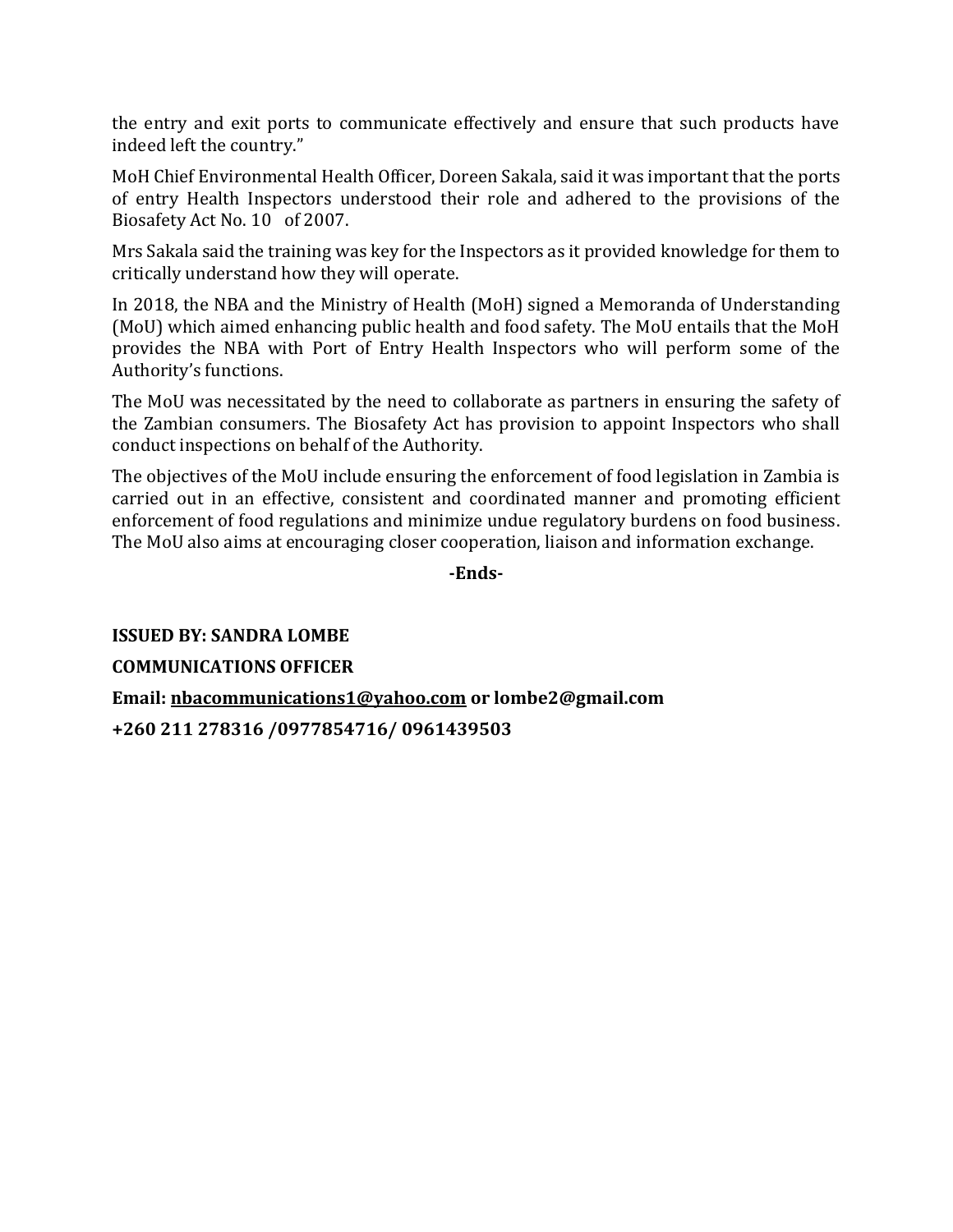the entry and exit ports to communicate effectively and ensure that such products have indeed left the country."

MoH Chief Environmental Health Officer, Doreen Sakala, said it was important that the ports of entry Health Inspectors understood their role and adhered to the provisions of the Biosafety Act No. 10 of 2007.

Mrs Sakala said the training was key for the Inspectors as it provided knowledge for them to critically understand how they will operate.

In 2018, the NBA and the Ministry of Health (MoH) signed a Memoranda of Understanding (MoU) which aimed enhancing public health and food safety. The MoU entails that the MoH provides the NBA with Port of Entry Health Inspectors who will perform some of the Authority's functions.

The MoU was necessitated by the need to collaborate as partners in ensuring the safety of the Zambian consumers. The Biosafety Act has provision to appoint Inspectors who shall conduct inspections on behalf of the Authority.

The objectives of the MoU include ensuring the enforcement of food legislation in Zambia is carried out in an effective, consistent and coordinated manner and promoting efficient enforcement of food regulations and minimize undue regulatory burdens on food business. The MoU also aims at encouraging closer cooperation, liaison and information exchange.

**-Ends-**

**ISSUED BY: SANDRA LOMBE**

**COMMUNICATIONS OFFICER**

**Email: nbacommunications1@yahoo.com or lombe2@gmail.com**

**+260 211 278316 /0977854716/ 0961439503**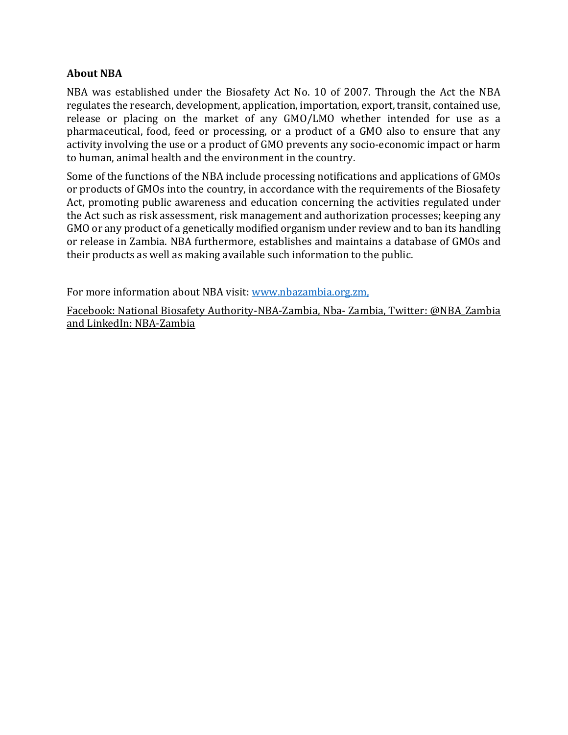**About NBA**

NBA was established under the Biosafety Act No. 10 of 2007. Through the Act the NBA regulates the research, development, application, importation, export, transit, contained use, release or placing on the market of any GMO/LMO whether intended for use as a pharmaceutical, food, feed or processing, or a product of a GMO also to ensure that any activity involving the use or a product of GMO prevents any socio-economic impact or harm to human, animal health and the environment in the country.

Some of the functions of the NBA include processing notifications and applications of GMOs or products of GMOs into the country, in accordance with the requirements of the Biosafety Act, promoting public awareness and education concerning the activities regulated under the Act such as risk assessment, risk management and authorization processes; keeping any GMO or any product of a genetically modified organism under review and to ban its handling or release in Zambia. NBA furthermore, establishes and maintains a database of GMOs and their products as well as making available such information to the public.

For more information about NBA visit: www.nbazambia.org.zm,

Facebook: National Biosafety Authority-NBA-Zambia, Nba- Zambia, Twitter: @NBA_Zambia and LinkedIn: NBA-Zambia